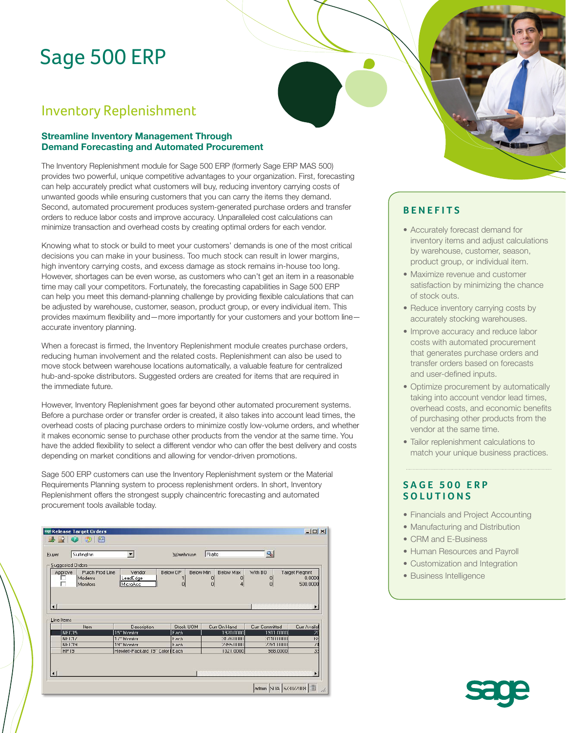# Sage 500 ERP

## Inventory Replenishment

### Streamline Inventory Management Through Demand Forecasting and Automated Procurement

The Inventory Replenishment module for Sage 500 ERP (formerly Sage ERP MAS 500) provides two powerful, unique competitive advantages to your organization. First, forecasting can help accurately predict what customers will buy, reducing inventory carrying costs of unwanted goods while ensuring customers that you can carry the items they demand. Second, automated procurement produces system-generated purchase orders and transfer orders to reduce labor costs and improve accuracy. Unparalleled cost calculations can minimize transaction and overhead costs by creating optimal orders for each vendor.

Knowing what to stock or build to meet your customers' demands is one of the most critical decisions you can make in your business. Too much stock can result in lower margins, high inventory carrying costs, and excess damage as stock remains in-house too long. However, shortages can be even worse, as customers who can't get an item in a reasonable time may call your competitors. Fortunately, the forecasting capabilities in Sage 500 ERP can help you meet this demand-planning challenge by providing flexible calculations that can be adjusted by warehouse, customer, season, product group, or every individual item. This provides maximum flexibility and—more importantly for your customers and your bottom line—accurate inventory planning.

When a forecast is firmed, the Inventory Replenishment module creates purchase orders, reducing human involvement and the related costs. Replenishment can also be used to move stock between warehouse locations automatically, a valuable feature for centralized hub-and-spoke distributors. Suggested orders are created for items that are required in the immediate future.

However, Inventory Replenishment goes far beyond other automated procurement systems. Before a purchase order or transfer order is created, it also takes into account lead times, the overhead costs of placing purchase orders to minimize costly low-volume orders, and whether it makes economic sense to purchase other products from the vendor at the same time. You have the added flexibility to select a different vendor who can offer the best delivery and costs depending on market conditions and allowing for vendor-driven promotions.

Sage 500 ERP customers can use the Inventory Replenishment system or the Material Requirements Planning system to process replenishment orders. In short, Inventory Replenishment offers the strongest supply chaincentric forecasting and automated procurement tools available today.

**Release Target Orders**

Buyer: Surlington Warehouse: Rialto

Suggested Orders

| Approve | Purch Prod Line | Vendor | Below OP | Below Min | Below Max | With BO | Target Reqmnt |
|---|---|---|---|---|---|---|---|
| ☐ | Modems | LeadEdge | 1 | 0 | 0 | 0 | 0.0000 |
| ☐ | Monitors | MicroAcc | 0 | 0 | 4 | 0 | 500.0000 |

Line Items

| Item | Description | Stock UOM | Curr On Hand | Curr Committed | Curr Availa |
|---|---|---|---|---|---|
| NEC15 | 15" Monitor | Each | 1920.0000 | 1911.0000 | 2 |
| NEC17 | 17" Monitor | Each | 3176.0000 | 3110.0000 | 6 |
| NEC19 | 19" Monitor | Each | 2355.0000 | 2281.0000 | 7 |
| HP19 | Hewlett-Packard 19" Color | Each | 1021.0000 | 988.0000 | 3 |

## BENEFITS

- Accurately forecast demand for inventory items and adjust calculations by warehouse, customer, season, product group, or individual item.
- Maximize revenue and customer satisfaction by minimizing the chance of stock outs.
- Reduce inventory carrying costs by accurately stocking warehouses.
- Improve accuracy and reduce labor costs with automated procurement that generates purchase orders and transfer orders based on forecasts and user-defined inputs.
- Optimize procurement by automatically taking into account vendor lead times, overhead costs, and economic benefits of purchasing other products from the vendor at the same time.
- Tailor replenishment calculations to match your unique business practices.

## SAGE 500 ERP SOLUTIONS

- Financials and Project Accounting
- Manufacturing and Distribution
- CRM and E-Business
- Human Resources and Payroll
- Customization and Integration
- Business Intelligence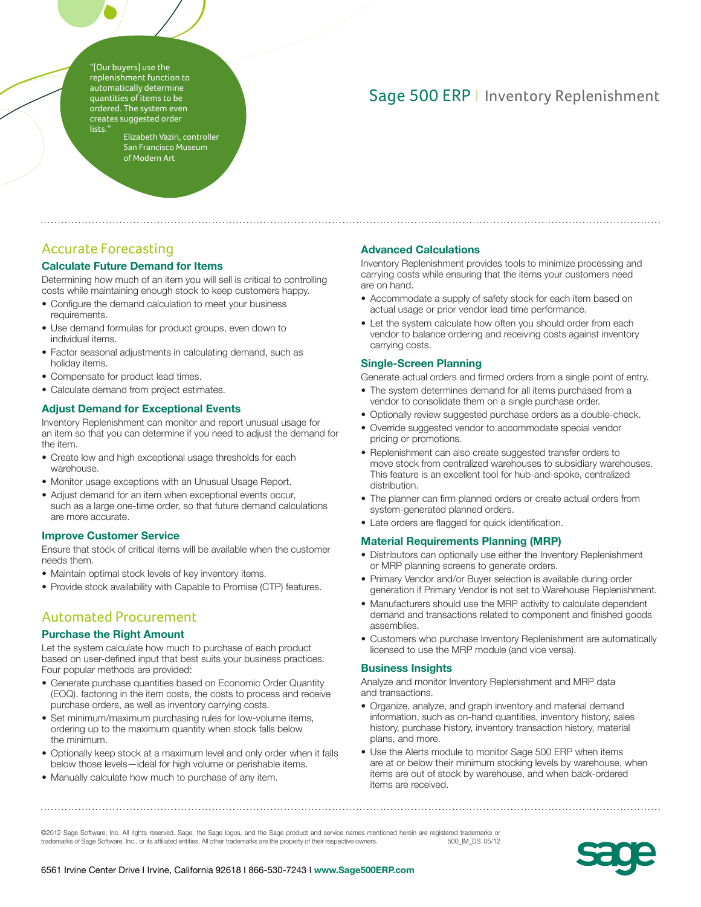"[Our buyers] use the replenishment function to automatically determine quantities of items to be ordered. The system even creates suggested order lists."

Elizabeth Vaziri, controller
San Francisco Museum of Modern Art

# Sage 500 ERP | Inventory Replenishment

## Accurate Forecasting

### Calculate Future Demand for Items

Determining how much of an item you will sell is critical to controlling costs while maintaining enough stock to keep customers happy.

- Configure the demand calculation to meet your business requirements.
- Use demand formulas for product groups, even down to individual items.
- Factor seasonal adjustments in calculating demand, such as holiday items.
- Compensate for product lead times.
- Calculate demand from project estimates.

### Adjust Demand for Exceptional Events

Inventory Replenishment can monitor and report unusual usage for an item so that you can determine if you need to adjust the demand for the item.

- Create low and high exceptional usage thresholds for each warehouse.
- Monitor usage exceptions with an Unusual Usage Report.
- Adjust demand for an item when exceptional events occur, such as a large one-time order, so that future demand calculations are more accurate.

### Improve Customer Service

Ensure that stock of critical items will be available when the customer needs them.

- Maintain optimal stock levels of key inventory items.
- Provide stock availability with Capable to Promise (CTP) features.

## Automated Procurement

### Purchase the Right Amount

Let the system calculate how much to purchase of each product based on user-defined input that best suits your business practices. Four popular methods are provided:

- Generate purchase quantities based on Economic Order Quantity (EOQ), factoring in the item costs, the costs to process and receive purchase orders, as well as inventory carrying costs.
- Set minimum/maximum purchasing rules for low-volume items, ordering up to the maximum quantity when stock falls below the minimum.
- Optionally keep stock at a maximum level and only order when it falls below those levels—ideal for high volume or perishable items.
- Manually calculate how much to purchase of any item.

### Advanced Calculations

Inventory Replenishment provides tools to minimize processing and carrying costs while ensuring that the items your customers need are on hand.

- Accommodate a supply of safety stock for each item based on actual usage or prior vendor lead time performance.
- Let the system calculate how often you should order from each vendor to balance ordering and receiving costs against inventory carrying costs.

### Single-Screen Planning

Generate actual orders and firmed orders from a single point of entry.

- The system determines demand for all items purchased from a vendor to consolidate them on a single purchase order.
- Optionally review suggested purchase orders as a double-check.
- Override suggested vendor to accommodate special vendor pricing or promotions.
- Replenishment can also create suggested transfer orders to move stock from centralized warehouses to subsidiary warehouses. This feature is an excellent tool for hub-and-spoke, centralized distribution.
- The planner can firm planned orders or create actual orders from system-generated planned orders.
- Late orders are flagged for quick identification.

### Material Requirements Planning (MRP)

- Distributors can optionally use either the Inventory Replenishment or MRP planning screens to generate orders.
- Primary Vendor and/or Buyer selection is available during order generation if Primary Vendor is not set to Warehouse Replenishment.
- Manufacturers should use the MRP activity to calculate dependent demand and transactions related to component and finished goods assemblies.
- Customers who purchase Inventory Replenishment are automatically licensed to use the MRP module (and vice versa).

### Business Insights

Analyze and monitor Inventory Replenishment and MRP data and transactions.

- Organize, analyze, and graph inventory and material demand information, such as on-hand quantities, inventory history, sales history, purchase history, inventory transaction history, material plans, and more.
- Use the Alerts module to monitor Sage 500 ERP when items are at or below their minimum stocking levels by warehouse, when items are out of stock by warehouse, and when back-ordered items are received.

©2012 Sage Software, Inc. All rights reserved. Sage, the Sage logos, and the Sage product and service names mentioned herein are registered trademarks or trademarks of Sage Software, Inc., or its affiliated entities. All other trademarks are the property of their respective owners. 500_IM_DS 05/12

6561 Irvine Center Drive I Irvine, California 92618 I 866-530-7243 I **www.Sage500ERP.com**